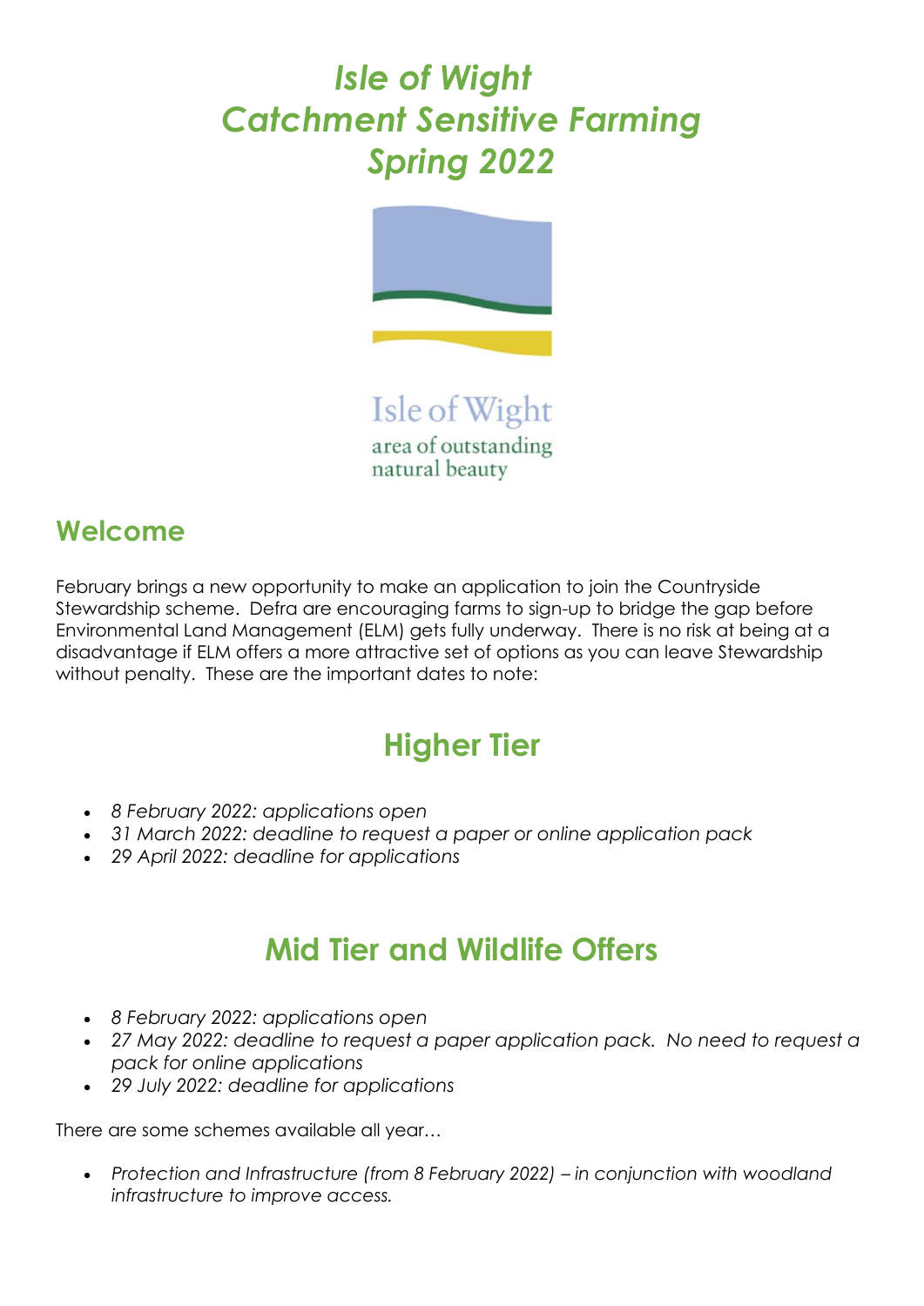# *Isle of Wight*
# *Catchment Sensitive Farming*
# *Spring 2022*

Isle of Wight
area of outstanding
natural beauty

## Welcome

February brings a new opportunity to make an application to join the Countryside Stewardship scheme. Defra are encouraging farms to sign-up to bridge the gap before Environmental Land Management (ELM) gets fully underway. There is no risk at being at a disadvantage if ELM offers a more attractive set of options as you can leave Stewardship without penalty. These are the important dates to note:

## Higher Tier

- *8 February 2022: applications open*
- *31 March 2022: deadline to request a paper or online application pack*
- *29 April 2022: deadline for applications*

## Mid Tier and Wildlife Offers

- *8 February 2022: applications open*
- *27 May 2022: deadline to request a paper application pack. No need to request a pack for online applications*
- *29 July 2022: deadline for applications*

There are some schemes available all year…

- *Protection and Infrastructure (from 8 February 2022) – in conjunction with woodland infrastructure to improve access.*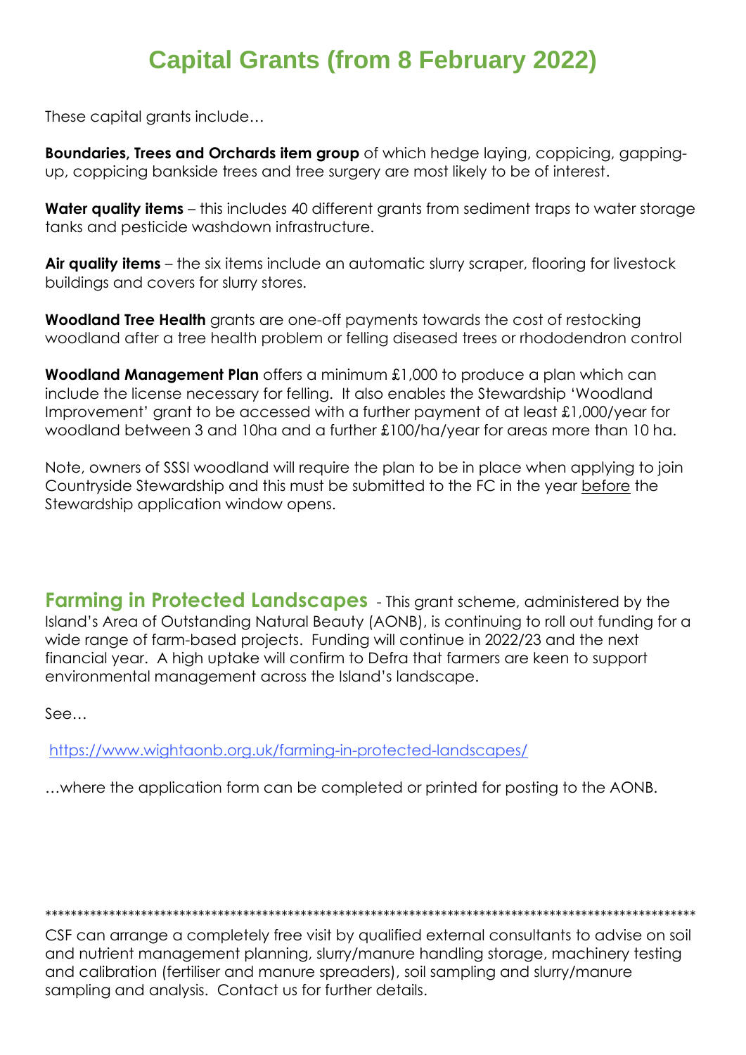# Capital Grants (from 8 February 2022)

These capital grants include…

**Boundaries, Trees and Orchards item group** of which hedge laying, coppicing, gapping-up, coppicing bankside trees and tree surgery are most likely to be of interest.

**Water quality items** – this includes 40 different grants from sediment traps to water storage tanks and pesticide washdown infrastructure.

**Air quality items** – the six items include an automatic slurry scraper, flooring for livestock buildings and covers for slurry stores.

**Woodland Tree Health** grants are one-off payments towards the cost of restocking woodland after a tree health problem or felling diseased trees or rhododendron control

**Woodland Management Plan** offers a minimum £1,000 to produce a plan which can include the license necessary for felling. It also enables the Stewardship 'Woodland Improvement' grant to be accessed with a further payment of at least £1,000/year for woodland between 3 and 10ha and a further £100/ha/year for areas more than 10 ha.

Note, owners of SSSI woodland will require the plan to be in place when applying to join Countryside Stewardship and this must be submitted to the FC in the year <u>before</u> the Stewardship application window opens.

## Farming in Protected Landscapes

- This grant scheme, administered by the Island's Area of Outstanding Natural Beauty (AONB), is continuing to roll out funding for a wide range of farm-based projects. Funding will continue in 2022/23 and the next financial year. A high uptake will confirm to Defra that farmers are keen to support environmental management across the Island's landscape.

See…

https://www.wightaonb.org.uk/farming-in-protected-landscapes/

…where the application form can be completed or printed for posting to the AONB.

***************************************************************************************************

CSF can arrange a completely free visit by qualified external consultants to advise on soil and nutrient management planning, slurry/manure handling storage, machinery testing and calibration (fertiliser and manure spreaders), soil sampling and slurry/manure sampling and analysis. Contact us for further details.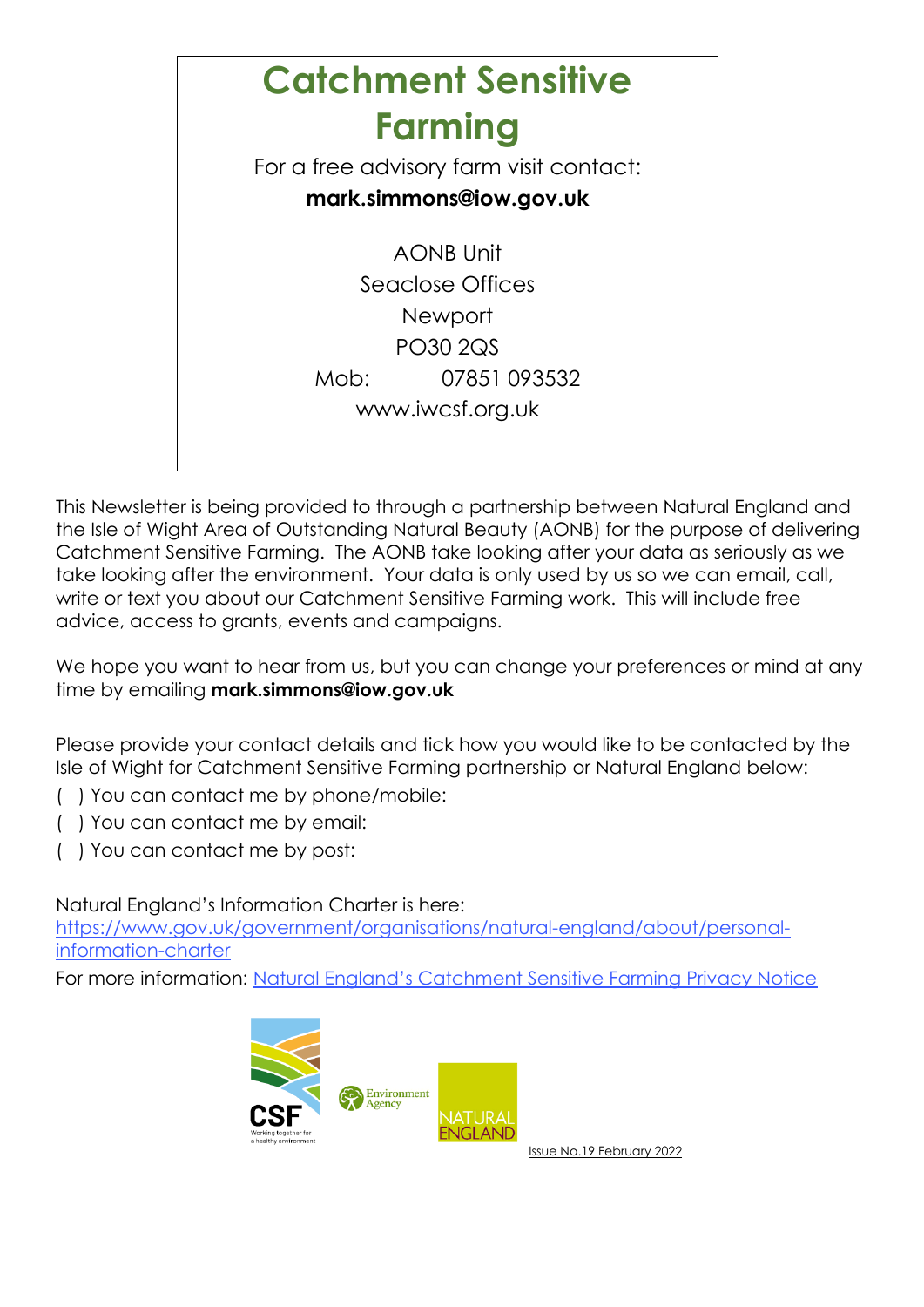# Catchment Sensitive Farming

For a free advisory farm visit contact:

**mark.simmons@iow.gov.uk**

AONB Unit
Seaclose Offices
Newport
PO30 2QS
Mob: 07851 093532
www.iwcsf.org.uk

This Newsletter is being provided to through a partnership between Natural England and the Isle of Wight Area of Outstanding Natural Beauty (AONB) for the purpose of delivering Catchment Sensitive Farming. The AONB take looking after your data as seriously as we take looking after the environment. Your data is only used by us so we can email, call, write or text you about our Catchment Sensitive Farming work. This will include free advice, access to grants, events and campaigns.

We hope you want to hear from us, but you can change your preferences or mind at any time by emailing **mark.simmons@iow.gov.uk**

Please provide your contact details and tick how you would like to be contacted by the Isle of Wight for Catchment Sensitive Farming partnership or Natural England below:

( ) You can contact me by phone/mobile:
( ) You can contact me by email:
( ) You can contact me by post:

Natural England's Information Charter is here:
https://www.gov.uk/government/organisations/natural-england/about/personal-information-charter

For more information: Natural England's Catchment Sensitive Farming Privacy Notice

CSF Working together for a healthy environment

Environment Agency

NATURAL ENGLAND

Issue No.19 February 2022